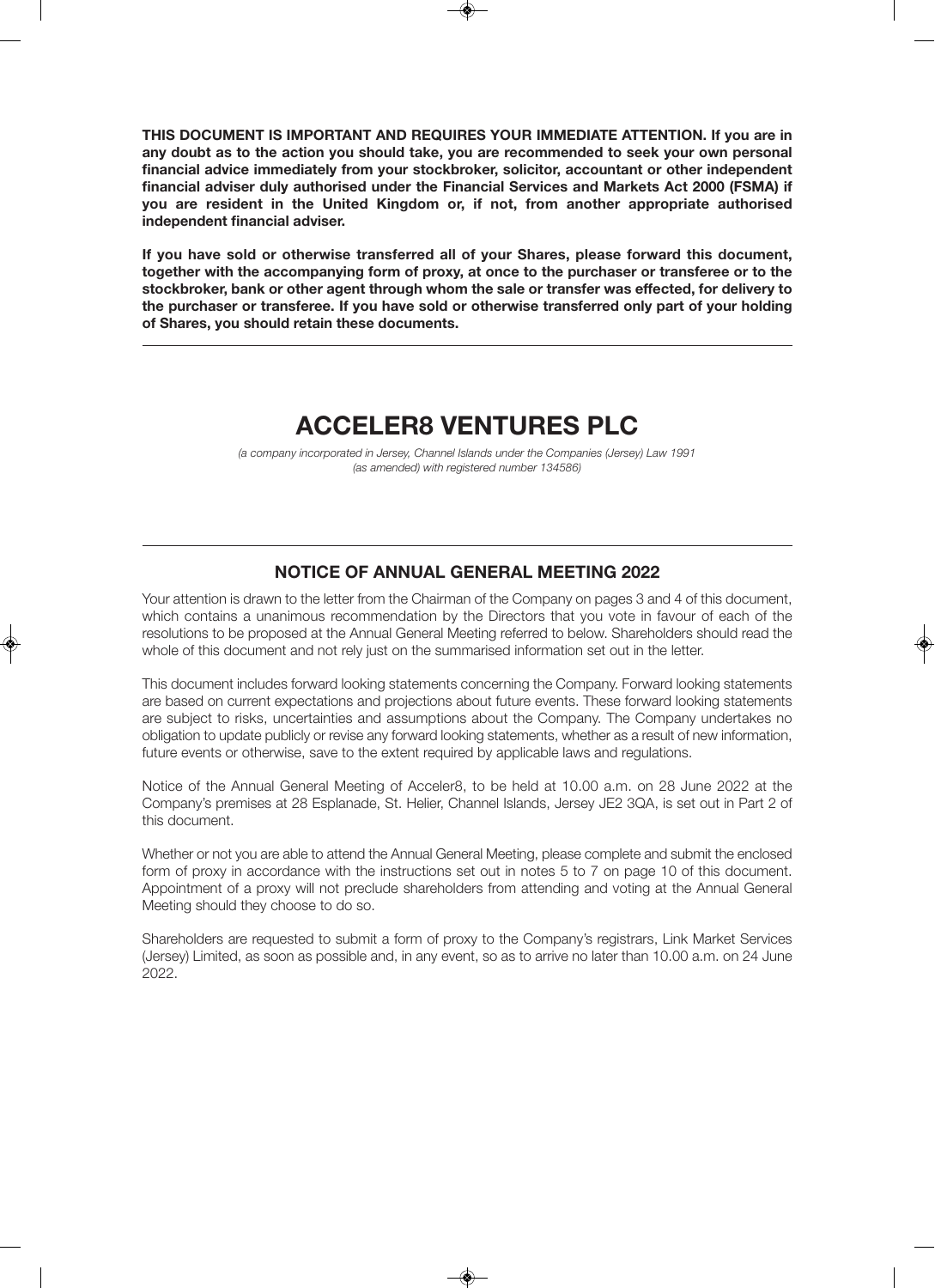**THIS DOCUMENT IS IMPORTANT AND REQUIRES YOUR IMMEDIATE ATTENTION. If you are in any doubt as to the action you should take, you are recommended to seek your own personal financial advice immediately from your stockbroker, solicitor, accountant or other independent financial adviser duly authorised under the Financial Services and Markets Act 2000 (FSMA) if you are resident in the United Kingdom or, if not, from another appropriate authorised independent financial adviser.**

**If you have sold or otherwise transferred all of your Shares, please forward this document, together with the accompanying form of proxy, at once to the purchaser or transferee or to the stockbroker, bank or other agent through whom the sale or transfer was effected, for delivery to the purchaser or transferee. If you have sold or otherwise transferred only part of your holding of Shares, you should retain these documents.**

---

# ACCELER8 VENTURES PLC

*(a company incorporated in Jersey, Channel Islands under the Companies (Jersey) Law 1991 (as amended) with registered number 134586)*

---

## NOTICE OF ANNUAL GENERAL MEETING 2022

Your attention is drawn to the letter from the Chairman of the Company on pages 3 and 4 of this document, which contains a unanimous recommendation by the Directors that you vote in favour of each of the resolutions to be proposed at the Annual General Meeting referred to below. Shareholders should read the whole of this document and not rely just on the summarised information set out in the letter.

This document includes forward looking statements concerning the Company. Forward looking statements are based on current expectations and projections about future events. These forward looking statements are subject to risks, uncertainties and assumptions about the Company. The Company undertakes no obligation to update publicly or revise any forward looking statements, whether as a result of new information, future events or otherwise, save to the extent required by applicable laws and regulations.

Notice of the Annual General Meeting of Acceler8, to be held at 10.00 a.m. on 28 June 2022 at the Company's premises at 28 Esplanade, St. Helier, Channel Islands, Jersey JE2 3QA, is set out in Part 2 of this document.

Whether or not you are able to attend the Annual General Meeting, please complete and submit the enclosed form of proxy in accordance with the instructions set out in notes 5 to 7 on page 10 of this document. Appointment of a proxy will not preclude shareholders from attending and voting at the Annual General Meeting should they choose to do so.

Shareholders are requested to submit a form of proxy to the Company's registrars, Link Market Services (Jersey) Limited, as soon as possible and, in any event, so as to arrive no later than 10.00 a.m. on 24 June 2022.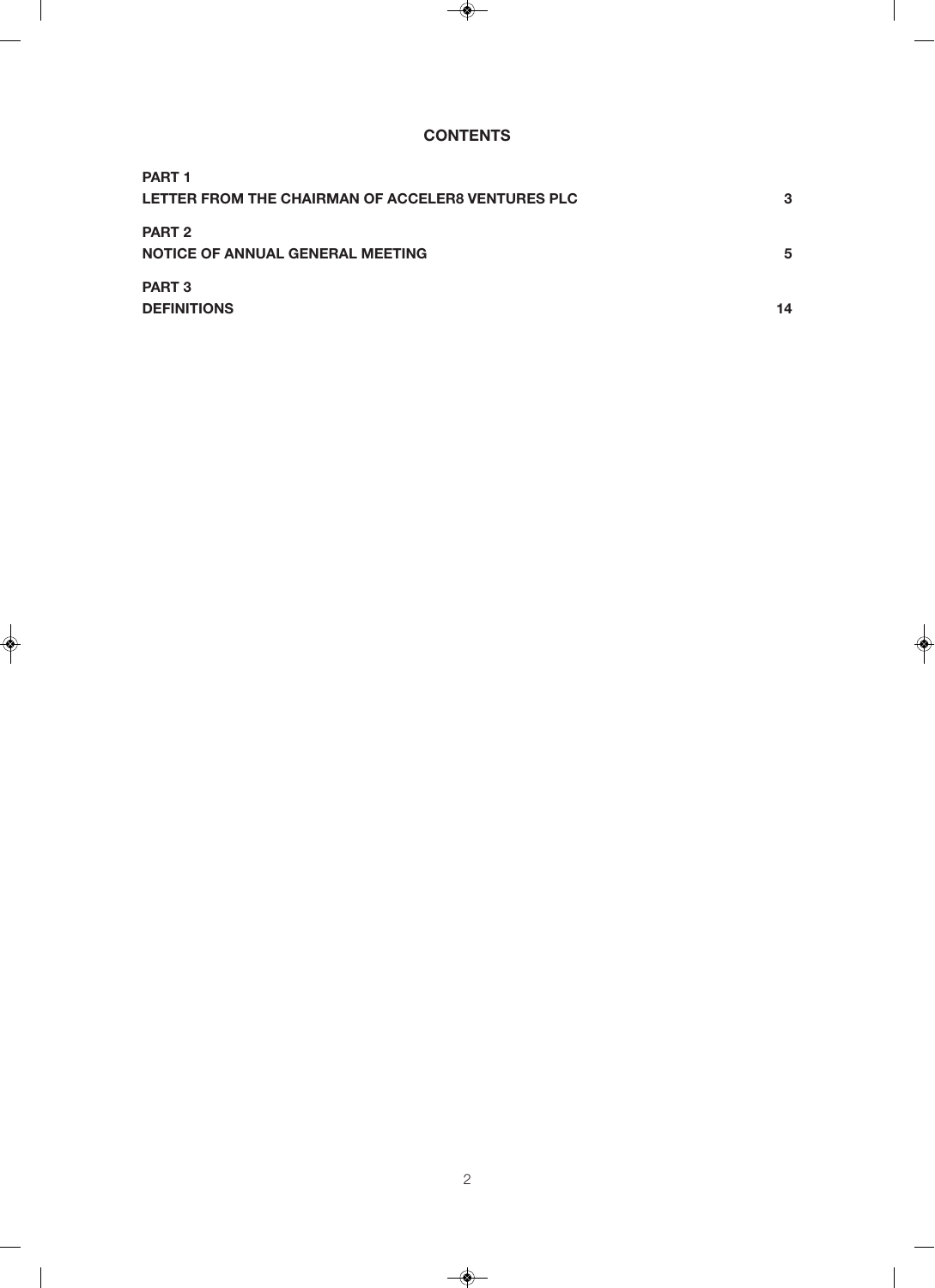# CONTENTS

| | |
|---|---|
| **PART 1**<br>**LETTER FROM THE CHAIRMAN OF ACCELER8 VENTURES PLC** | **3** |
| **PART 2**<br>**NOTICE OF ANNUAL GENERAL MEETING** | **5** |
| **PART 3**<br>**DEFINITIONS** | **14** |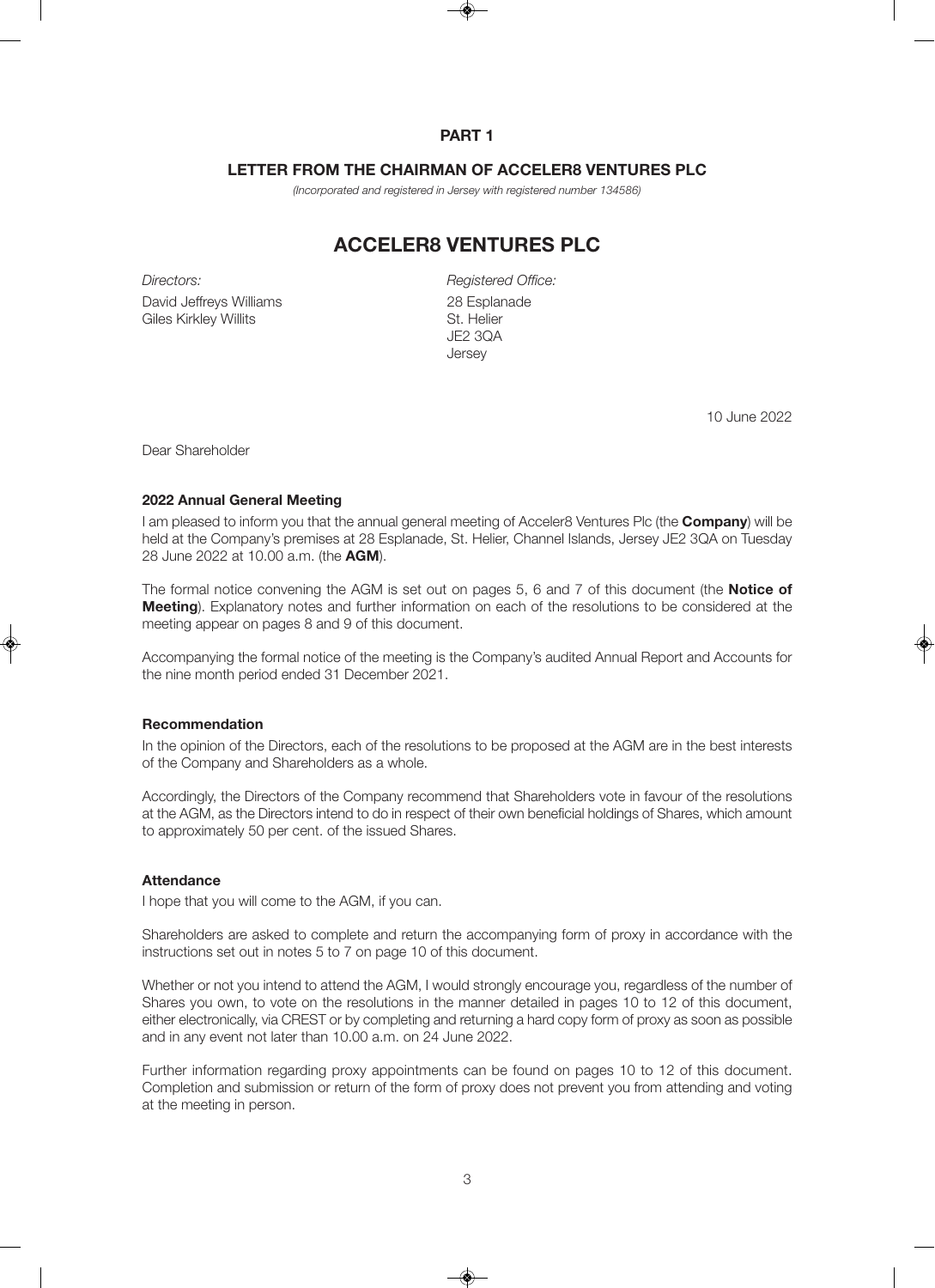# PART 1

## LETTER FROM THE CHAIRMAN OF ACCELER8 VENTURES PLC

*(Incorporated and registered in Jersey with registered number 134586)*

# ACCELER8 VENTURES PLC

*Directors:*
David Jeffreys Williams
Giles Kirkley Willits

*Registered Office:*
28 Esplanade
St. Helier
JE2 3QA
Jersey

10 June 2022

Dear Shareholder

### 2022 Annual General Meeting

I am pleased to inform you that the annual general meeting of Acceler8 Ventures Plc (the **Company**) will be held at the Company's premises at 28 Esplanade, St. Helier, Channel Islands, Jersey JE2 3QA on Tuesday 28 June 2022 at 10.00 a.m. (the **AGM**).

The formal notice convening the AGM is set out on pages 5, 6 and 7 of this document (the **Notice of Meeting**). Explanatory notes and further information on each of the resolutions to be considered at the meeting appear on pages 8 and 9 of this document.

Accompanying the formal notice of the meeting is the Company's audited Annual Report and Accounts for the nine month period ended 31 December 2021.

### Recommendation

In the opinion of the Directors, each of the resolutions to be proposed at the AGM are in the best interests of the Company and Shareholders as a whole.

Accordingly, the Directors of the Company recommend that Shareholders vote in favour of the resolutions at the AGM, as the Directors intend to do in respect of their own beneficial holdings of Shares, which amount to approximately 50 per cent. of the issued Shares.

### Attendance

I hope that you will come to the AGM, if you can.

Shareholders are asked to complete and return the accompanying form of proxy in accordance with the instructions set out in notes 5 to 7 on page 10 of this document.

Whether or not you intend to attend the AGM, I would strongly encourage you, regardless of the number of Shares you own, to vote on the resolutions in the manner detailed in pages 10 to 12 of this document, either electronically, via CREST or by completing and returning a hard copy form of proxy as soon as possible and in any event not later than 10.00 a.m. on 24 June 2022.

Further information regarding proxy appointments can be found on pages 10 to 12 of this document. Completion and submission or return of the form of proxy does not prevent you from attending and voting at the meeting in person.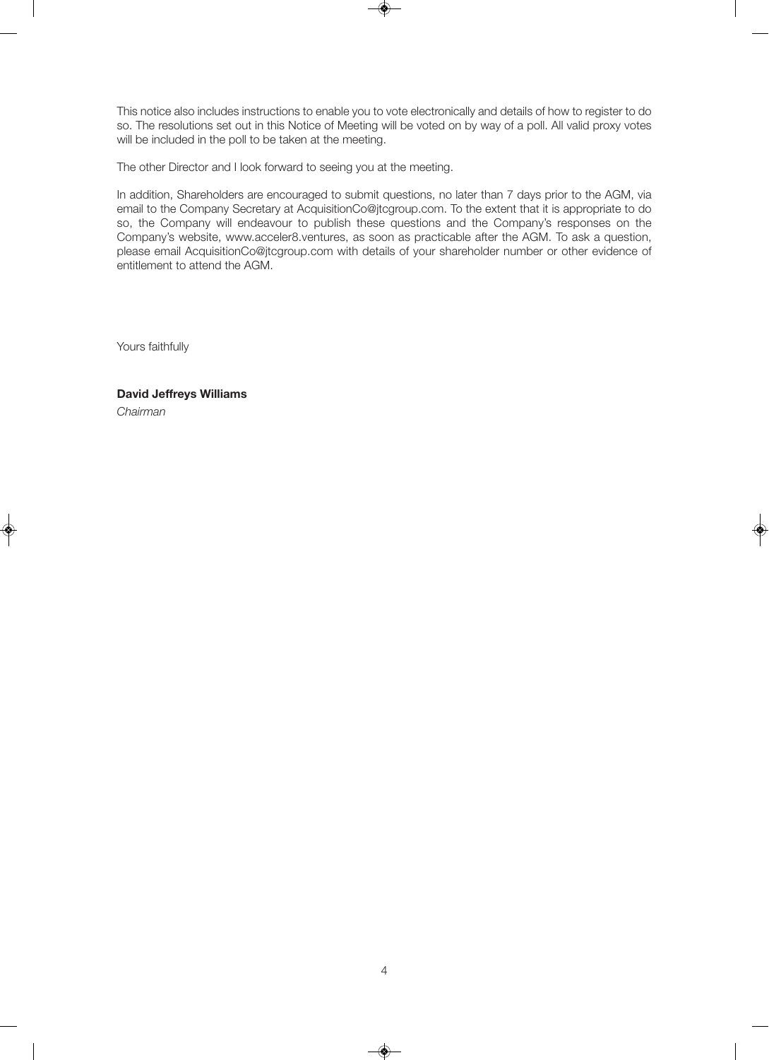This notice also includes instructions to enable you to vote electronically and details of how to register to do so. The resolutions set out in this Notice of Meeting will be voted on by way of a poll. All valid proxy votes will be included in the poll to be taken at the meeting.

The other Director and I look forward to seeing you at the meeting.

In addition, Shareholders are encouraged to submit questions, no later than 7 days prior to the AGM, via email to the Company Secretary at AcquisitionCo@jtcgroup.com. To the extent that it is appropriate to do so, the Company will endeavour to publish these questions and the Company's responses on the Company's website, www.acceler8.ventures, as soon as practicable after the AGM. To ask a question, please email AcquisitionCo@jtcgroup.com with details of your shareholder number or other evidence of entitlement to attend the AGM.

Yours faithfully

**David Jeffreys Williams**
*Chairman*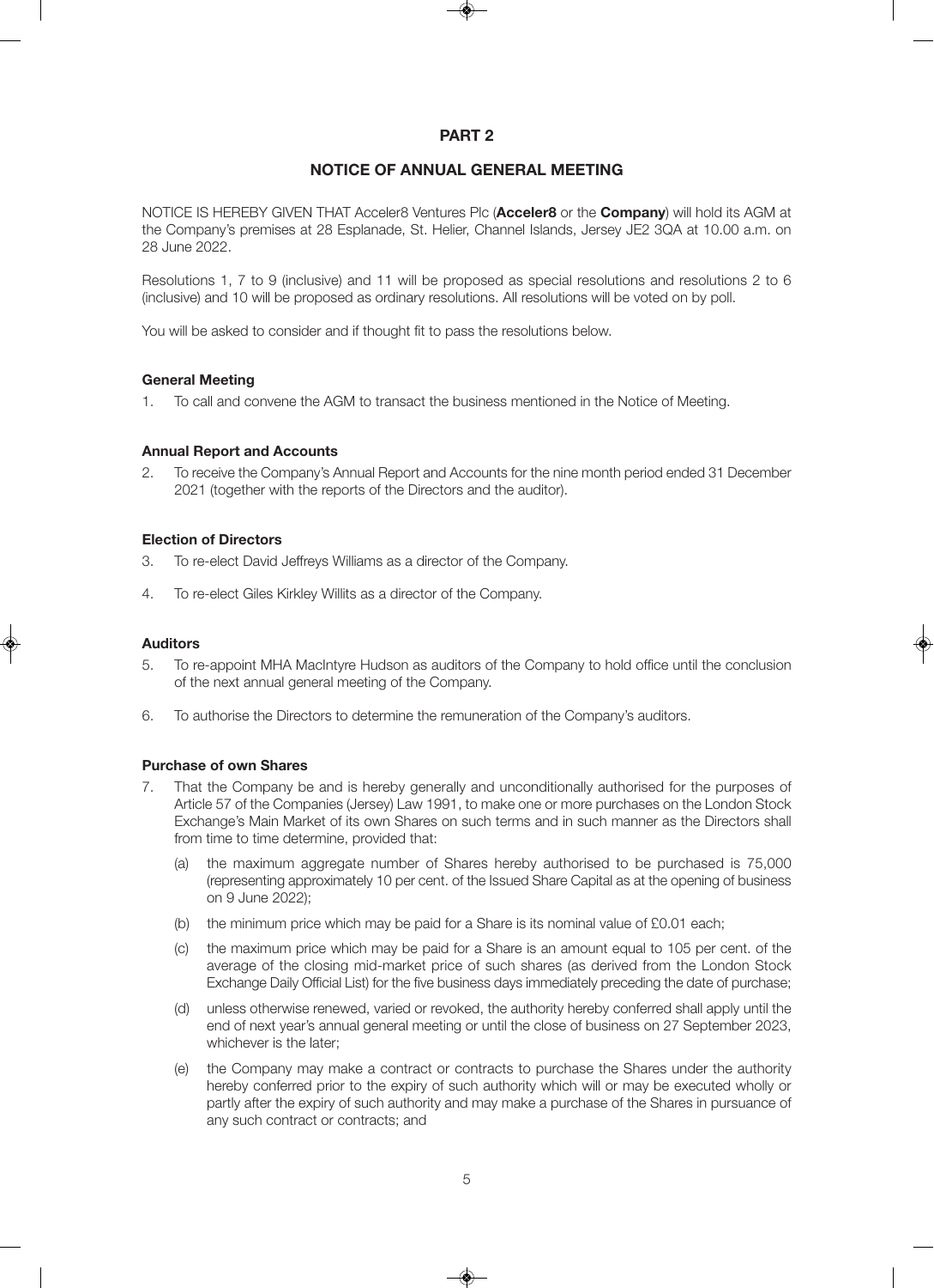## PART 2

## NOTICE OF ANNUAL GENERAL MEETING

NOTICE IS HEREBY GIVEN THAT Acceler8 Ventures Plc (**Acceler8** or the **Company**) will hold its AGM at the Company's premises at 28 Esplanade, St. Helier, Channel Islands, Jersey JE2 3QA at 10.00 a.m. on 28 June 2022.

Resolutions 1, 7 to 9 (inclusive) and 11 will be proposed as special resolutions and resolutions 2 to 6 (inclusive) and 10 will be proposed as ordinary resolutions. All resolutions will be voted on by poll.

You will be asked to consider and if thought fit to pass the resolutions below.

**General Meeting**

1. To call and convene the AGM to transact the business mentioned in the Notice of Meeting.

**Annual Report and Accounts**

2. To receive the Company's Annual Report and Accounts for the nine month period ended 31 December 2021 (together with the reports of the Directors and the auditor).

**Election of Directors**

3. To re-elect David Jeffreys Williams as a director of the Company.

4. To re-elect Giles Kirkley Willits as a director of the Company.

**Auditors**

5. To re-appoint MHA MacIntyre Hudson as auditors of the Company to hold office until the conclusion of the next annual general meeting of the Company.

6. To authorise the Directors to determine the remuneration of the Company's auditors.

**Purchase of own Shares**

7. That the Company be and is hereby generally and unconditionally authorised for the purposes of Article 57 of the Companies (Jersey) Law 1991, to make one or more purchases on the London Stock Exchange's Main Market of its own Shares on such terms and in such manner as the Directors shall from time to time determine, provided that:

   (a) the maximum aggregate number of Shares hereby authorised to be purchased is 75,000 (representing approximately 10 per cent. of the Issued Share Capital as at the opening of business on 9 June 2022);

   (b) the minimum price which may be paid for a Share is its nominal value of £0.01 each;

   (c) the maximum price which may be paid for a Share is an amount equal to 105 per cent. of the average of the closing mid-market price of such shares (as derived from the London Stock Exchange Daily Official List) for the five business days immediately preceding the date of purchase;

   (d) unless otherwise renewed, varied or revoked, the authority hereby conferred shall apply until the end of next year's annual general meeting or until the close of business on 27 September 2023, whichever is the later;

   (e) the Company may make a contract or contracts to purchase the Shares under the authority hereby conferred prior to the expiry of such authority which will or may be executed wholly or partly after the expiry of such authority and may make a purchase of the Shares in pursuance of any such contract or contracts; and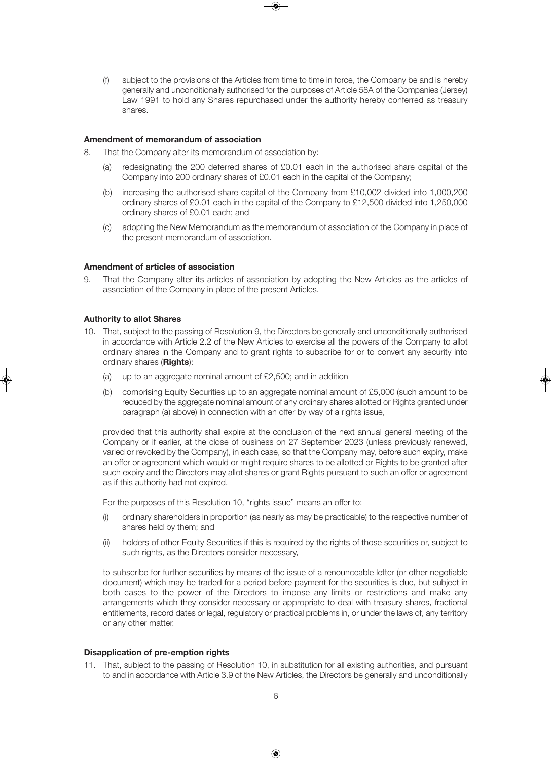(f) subject to the provisions of the Articles from time to time in force, the Company be and is hereby generally and unconditionally authorised for the purposes of Article 58A of the Companies (Jersey) Law 1991 to hold any Shares repurchased under the authority hereby conferred as treasury shares.

**Amendment of memorandum of association**

8. That the Company alter its memorandum of association by:

   (a) redesignating the 200 deferred shares of £0.01 each in the authorised share capital of the Company into 200 ordinary shares of £0.01 each in the capital of the Company;

   (b) increasing the authorised share capital of the Company from £10,002 divided into 1,000,200 ordinary shares of £0.01 each in the capital of the Company to £12,500 divided into 1,250,000 ordinary shares of £0.01 each; and

   (c) adopting the New Memorandum as the memorandum of association of the Company in place of the present memorandum of association.

**Amendment of articles of association**

9. That the Company alter its articles of association by adopting the New Articles as the articles of association of the Company in place of the present Articles.

**Authority to allot Shares**

10. That, subject to the passing of Resolution 9, the Directors be generally and unconditionally authorised in accordance with Article 2.2 of the New Articles to exercise all the powers of the Company to allot ordinary shares in the Company and to grant rights to subscribe for or to convert any security into ordinary shares (**Rights**):

    (a) up to an aggregate nominal amount of £2,500; and in addition

    (b) comprising Equity Securities up to an aggregate nominal amount of £5,000 (such amount to be reduced by the aggregate nominal amount of any ordinary shares allotted or Rights granted under paragraph (a) above) in connection with an offer by way of a rights issue,

    provided that this authority shall expire at the conclusion of the next annual general meeting of the Company or if earlier, at the close of business on 27 September 2023 (unless previously renewed, varied or revoked by the Company), in each case, so that the Company may, before such expiry, make an offer or agreement which would or might require shares to be allotted or Rights to be granted after such expiry and the Directors may allot shares or grant Rights pursuant to such an offer or agreement as if this authority had not expired.

    For the purposes of this Resolution 10, "rights issue" means an offer to:

    (i) ordinary shareholders in proportion (as nearly as may be practicable) to the respective number of shares held by them; and

    (ii) holders of other Equity Securities if this is required by the rights of those securities or, subject to such rights, as the Directors consider necessary,

    to subscribe for further securities by means of the issue of a renounceable letter (or other negotiable document) which may be traded for a period before payment for the securities is due, but subject in both cases to the power of the Directors to impose any limits or restrictions and make any arrangements which they consider necessary or appropriate to deal with treasury shares, fractional entitlements, record dates or legal, regulatory or practical problems in, or under the laws of, any territory or any other matter.

**Disapplication of pre-emption rights**

11. That, subject to the passing of Resolution 10, in substitution for all existing authorities, and pursuant to and in accordance with Article 3.9 of the New Articles, the Directors be generally and unconditionally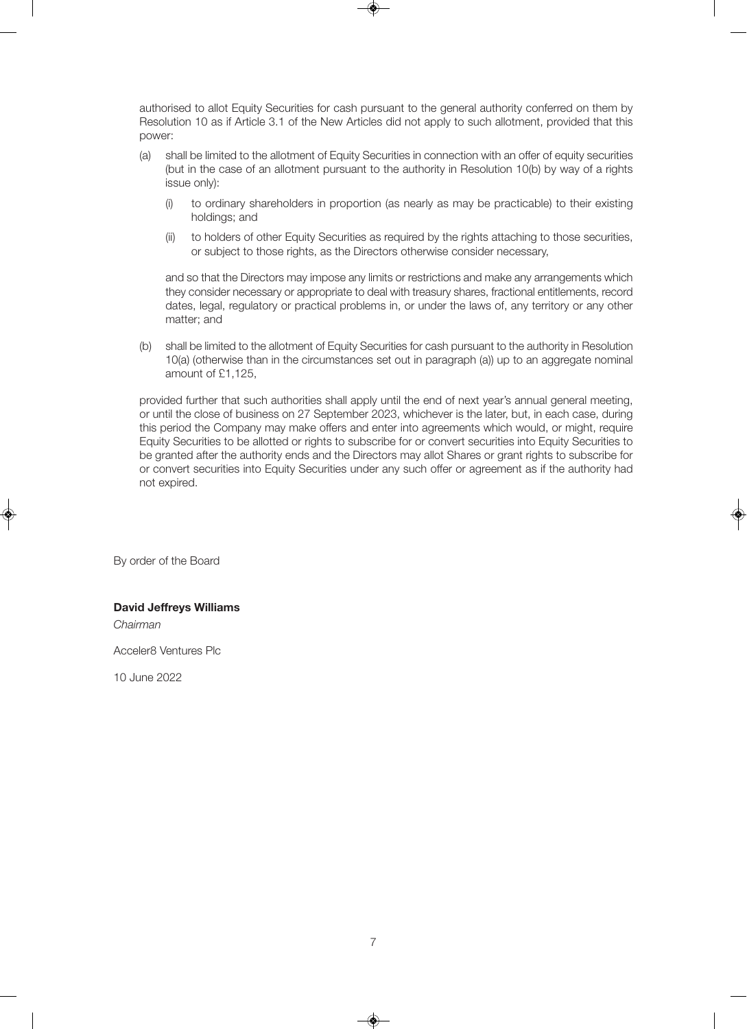authorised to allot Equity Securities for cash pursuant to the general authority conferred on them by Resolution 10 as if Article 3.1 of the New Articles did not apply to such allotment, provided that this power:

(a) shall be limited to the allotment of Equity Securities in connection with an offer of equity securities (but in the case of an allotment pursuant to the authority in Resolution 10(b) by way of a rights issue only):

  (i) to ordinary shareholders in proportion (as nearly as may be practicable) to their existing holdings; and

  (ii) to holders of other Equity Securities as required by the rights attaching to those securities, or subject to those rights, as the Directors otherwise consider necessary,

  and so that the Directors may impose any limits or restrictions and make any arrangements which they consider necessary or appropriate to deal with treasury shares, fractional entitlements, record dates, legal, regulatory or practical problems in, or under the laws of, any territory or any other matter; and

(b) shall be limited to the allotment of Equity Securities for cash pursuant to the authority in Resolution 10(a) (otherwise than in the circumstances set out in paragraph (a)) up to an aggregate nominal amount of £1,125,

provided further that such authorities shall apply until the end of next year's annual general meeting, or until the close of business on 27 September 2023, whichever is the later, but, in each case, during this period the Company may make offers and enter into agreements which would, or might, require Equity Securities to be allotted or rights to subscribe for or convert securities into Equity Securities to be granted after the authority ends and the Directors may allot Shares or grant rights to subscribe for or convert securities into Equity Securities under any such offer or agreement as if the authority had not expired.

By order of the Board

**David Jeffreys Williams**
*Chairman*

Acceler8 Ventures Plc

10 June 2022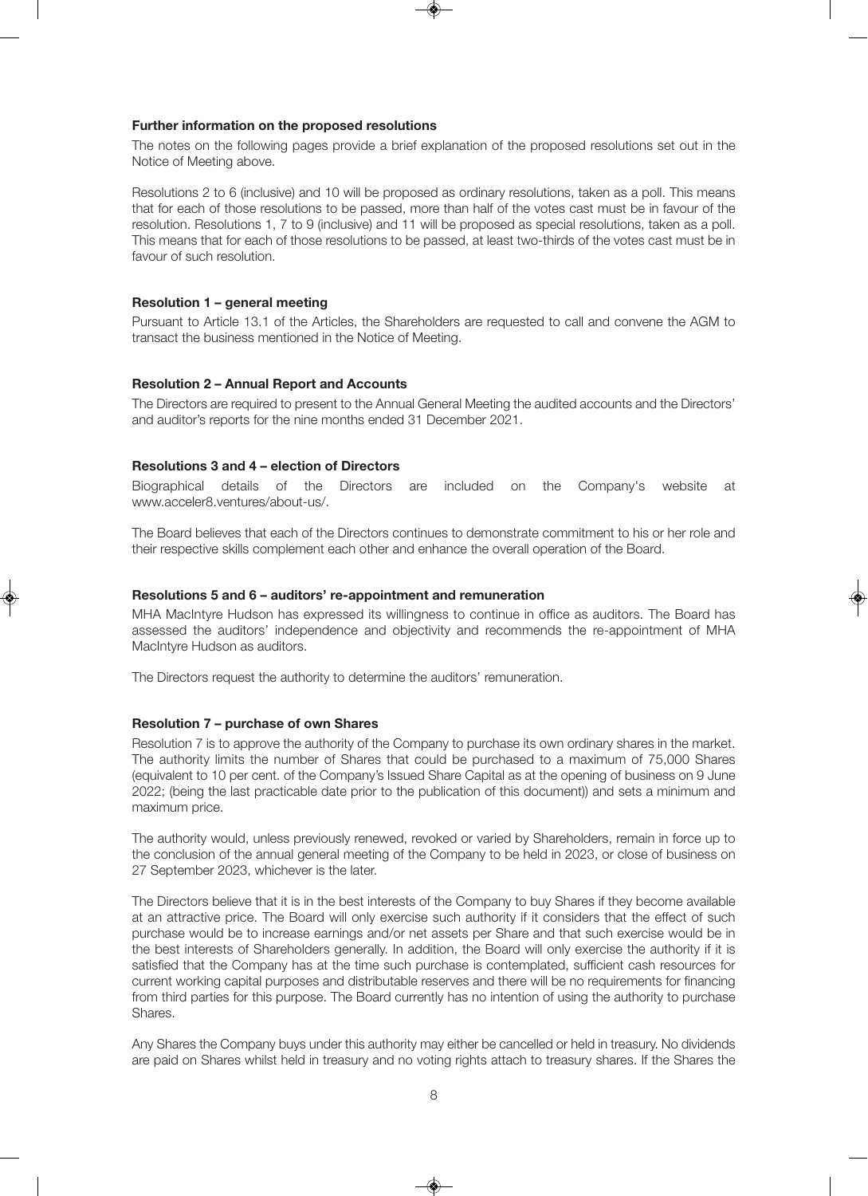**Further information on the proposed resolutions**

The notes on the following pages provide a brief explanation of the proposed resolutions set out in the Notice of Meeting above.

Resolutions 2 to 6 (inclusive) and 10 will be proposed as ordinary resolutions, taken as a poll. This means that for each of those resolutions to be passed, more than half of the votes cast must be in favour of the resolution. Resolutions 1, 7 to 9 (inclusive) and 11 will be proposed as special resolutions, taken as a poll. This means that for each of those resolutions to be passed, at least two-thirds of the votes cast must be in favour of such resolution.

**Resolution 1 – general meeting**

Pursuant to Article 13.1 of the Articles, the Shareholders are requested to call and convene the AGM to transact the business mentioned in the Notice of Meeting.

**Resolution 2 – Annual Report and Accounts**

The Directors are required to present to the Annual General Meeting the audited accounts and the Directors' and auditor's reports for the nine months ended 31 December 2021.

**Resolutions 3 and 4 – election of Directors**

Biographical details of the Directors are included on the Company's website at www.acceler8.ventures/about-us/.

The Board believes that each of the Directors continues to demonstrate commitment to his or her role and their respective skills complement each other and enhance the overall operation of the Board.

**Resolutions 5 and 6 – auditors' re-appointment and remuneration**

MHA MacIntyre Hudson has expressed its willingness to continue in office as auditors. The Board has assessed the auditors' independence and objectivity and recommends the re-appointment of MHA MacIntyre Hudson as auditors.

The Directors request the authority to determine the auditors' remuneration.

**Resolution 7 – purchase of own Shares**

Resolution 7 is to approve the authority of the Company to purchase its own ordinary shares in the market. The authority limits the number of Shares that could be purchased to a maximum of 75,000 Shares (equivalent to 10 per cent. of the Company's Issued Share Capital as at the opening of business on 9 June 2022; (being the last practicable date prior to the publication of this document)) and sets a minimum and maximum price.

The authority would, unless previously renewed, revoked or varied by Shareholders, remain in force up to the conclusion of the annual general meeting of the Company to be held in 2023, or close of business on 27 September 2023, whichever is the later.

The Directors believe that it is in the best interests of the Company to buy Shares if they become available at an attractive price. The Board will only exercise such authority if it considers that the effect of such purchase would be to increase earnings and/or net assets per Share and that such exercise would be in the best interests of Shareholders generally. In addition, the Board will only exercise the authority if it is satisfied that the Company has at the time such purchase is contemplated, sufficient cash resources for current working capital purposes and distributable reserves and there will be no requirements for financing from third parties for this purpose. The Board currently has no intention of using the authority to purchase Shares.

Any Shares the Company buys under this authority may either be cancelled or held in treasury. No dividends are paid on Shares whilst held in treasury and no voting rights attach to treasury shares. If the Shares the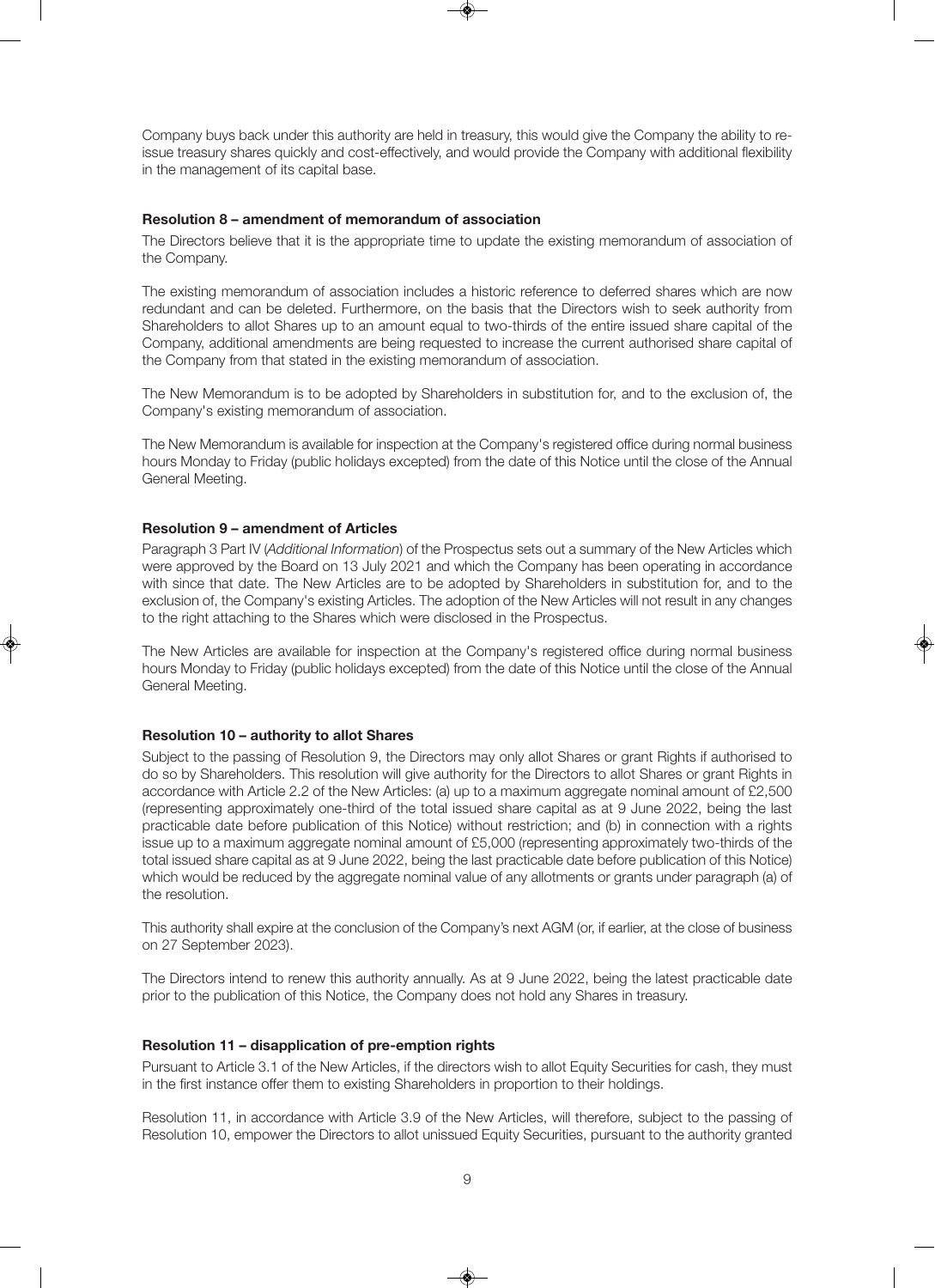Company buys back under this authority are held in treasury, this would give the Company the ability to re-issue treasury shares quickly and cost-effectively, and would provide the Company with additional flexibility in the management of its capital base.

**Resolution 8 – amendment of memorandum of association**

The Directors believe that it is the appropriate time to update the existing memorandum of association of the Company.

The existing memorandum of association includes a historic reference to deferred shares which are now redundant and can be deleted. Furthermore, on the basis that the Directors wish to seek authority from Shareholders to allot Shares up to an amount equal to two-thirds of the entire issued share capital of the Company, additional amendments are being requested to increase the current authorised share capital of the Company from that stated in the existing memorandum of association.

The New Memorandum is to be adopted by Shareholders in substitution for, and to the exclusion of, the Company's existing memorandum of association.

The New Memorandum is available for inspection at the Company's registered office during normal business hours Monday to Friday (public holidays excepted) from the date of this Notice until the close of the Annual General Meeting.

**Resolution 9 – amendment of Articles**

Paragraph 3 Part IV (*Additional Information*) of the Prospectus sets out a summary of the New Articles which were approved by the Board on 13 July 2021 and which the Company has been operating in accordance with since that date. The New Articles are to be adopted by Shareholders in substitution for, and to the exclusion of, the Company's existing Articles. The adoption of the New Articles will not result in any changes to the right attaching to the Shares which were disclosed in the Prospectus.

The New Articles are available for inspection at the Company's registered office during normal business hours Monday to Friday (public holidays excepted) from the date of this Notice until the close of the Annual General Meeting.

**Resolution 10 – authority to allot Shares**

Subject to the passing of Resolution 9, the Directors may only allot Shares or grant Rights if authorised to do so by Shareholders. This resolution will give authority for the Directors to allot Shares or grant Rights in accordance with Article 2.2 of the New Articles: (a) up to a maximum aggregate nominal amount of £2,500 (representing approximately one-third of the total issued share capital as at 9 June 2022, being the last practicable date before publication of this Notice) without restriction; and (b) in connection with a rights issue up to a maximum aggregate nominal amount of £5,000 (representing approximately two-thirds of the total issued share capital as at 9 June 2022, being the last practicable date before publication of this Notice) which would be reduced by the aggregate nominal value of any allotments or grants under paragraph (a) of the resolution.

This authority shall expire at the conclusion of the Company's next AGM (or, if earlier, at the close of business on 27 September 2023).

The Directors intend to renew this authority annually. As at 9 June 2022, being the latest practicable date prior to the publication of this Notice, the Company does not hold any Shares in treasury.

**Resolution 11 – disapplication of pre-emption rights**

Pursuant to Article 3.1 of the New Articles, if the directors wish to allot Equity Securities for cash, they must in the first instance offer them to existing Shareholders in proportion to their holdings.

Resolution 11, in accordance with Article 3.9 of the New Articles, will therefore, subject to the passing of Resolution 10, empower the Directors to allot unissued Equity Securities, pursuant to the authority granted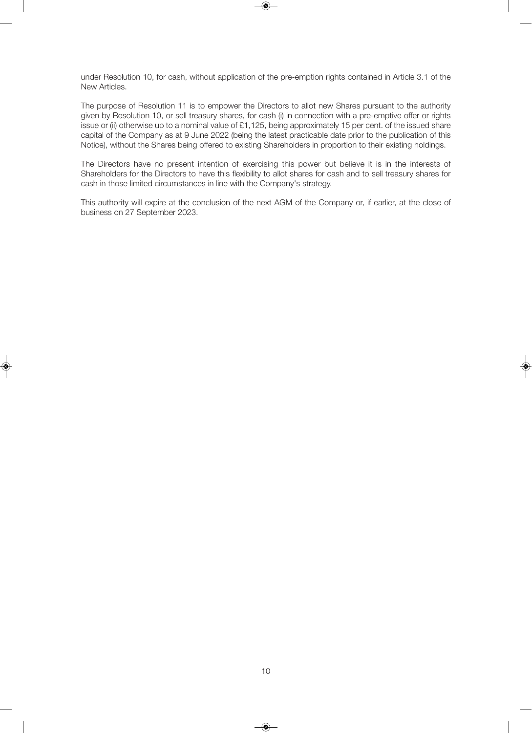under Resolution 10, for cash, without application of the pre-emption rights contained in Article 3.1 of the New Articles.

The purpose of Resolution 11 is to empower the Directors to allot new Shares pursuant to the authority given by Resolution 10, or sell treasury shares, for cash (i) in connection with a pre-emptive offer or rights issue or (ii) otherwise up to a nominal value of £1,125, being approximately 15 per cent. of the issued share capital of the Company as at 9 June 2022 (being the latest practicable date prior to the publication of this Notice), without the Shares being offered to existing Shareholders in proportion to their existing holdings.

The Directors have no present intention of exercising this power but believe it is in the interests of Shareholders for the Directors to have this flexibility to allot shares for cash and to sell treasury shares for cash in those limited circumstances in line with the Company's strategy.

This authority will expire at the conclusion of the next AGM of the Company or, if earlier, at the close of business on 27 September 2023.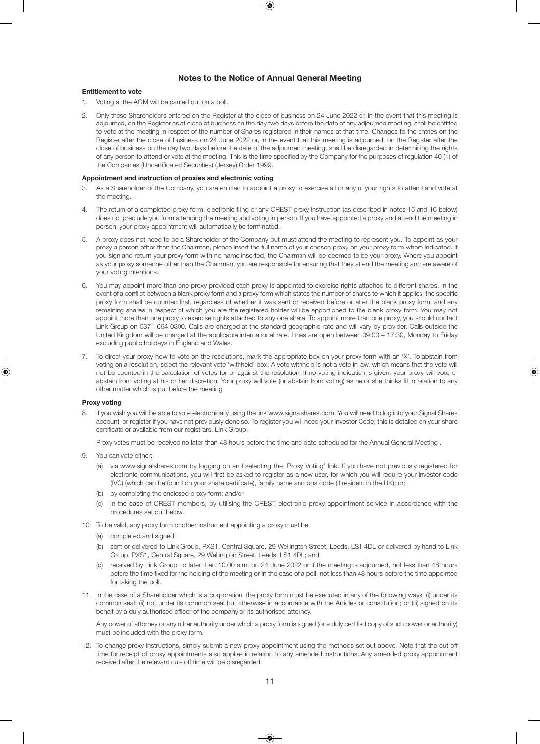## Notes to the Notice of Annual General Meeting

### Entitlement to vote

1. Voting at the AGM will be carried out on a poll.

2. Only those Shareholders entered on the Register at the close of business on 24 June 2022 or, in the event that this meeting is adjourned, on the Register as at close of business on the day two days before the date of any adjourned meeting, shall be entitled to vote at the meeting in respect of the number of Shares registered in their names at that time. Changes to the entries on the Register after the close of business on 24 June 2022 or, in the event that this meeting is adjourned, on the Register after the close of business on the day two days before the date of the adjourned meeting, shall be disregarded in determining the rights of any person to attend or vote at the meeting. This is the time specified by the Company for the purposes of regulation 40 (1) of the Companies (Uncertificated Securities) (Jersey) Order 1999.

### Appointment and instruction of proxies and electronic voting

3. As a Shareholder of the Company, you are entitled to appoint a proxy to exercise all or any of your rights to attend and vote at the meeting.

4. The return of a completed proxy form, electronic filing or any CREST proxy instruction (as described in notes 15 and 16 below) does not preclude you from attending the meeting and voting in person. If you have appointed a proxy and attend the meeting in person, your proxy appointment will automatically be terminated.

5. A proxy does not need to be a Shareholder of the Company but must attend the meeting to represent you. To appoint as your proxy a person other than the Chairman, please insert the full name of your chosen proxy on your proxy form where indicated. If you sign and return your proxy form with no name inserted, the Chairman will be deemed to be your proxy. Where you appoint as your proxy someone other than the Chairman, you are responsible for ensuring that they attend the meeting and are aware of your voting intentions.

6. You may appoint more than one proxy provided each proxy is appointed to exercise rights attached to different shares. In the event of a conflict between a blank proxy form and a proxy form which states the number of shares to which it applies, the specific proxy form shall be counted first, regardless of whether it was sent or received before or after the blank proxy form, and any remaining shares in respect of which you are the registered holder will be apportioned to the blank proxy form. You may not appoint more than one proxy to exercise rights attached to any one share. To appoint more than one proxy, you should contact Link Group on 0371 664 0300. Calls are charged at the standard geographic rate and will vary by provider. Calls outside the United Kingdom will be charged at the applicable international rate. Lines are open between 09:00 – 17:30, Monday to Friday excluding public holidays in England and Wales.

7. To direct your proxy how to vote on the resolutions, mark the appropriate box on your proxy form with an 'X'. To abstain from voting on a resolution, select the relevant vote 'withheld' box. A vote withheld is not a vote in law, which means that the vote will not be counted in the calculation of votes for or against the resolution. If no voting indication is given, your proxy will vote or abstain from voting at his or her discretion. Your proxy will vote (or abstain from voting) as he or she thinks fit in relation to any other matter which is put before the meeting

### Proxy voting

8. If you wish you will be able to vote electronically using the link www.signalshares.com. You will need to log into your Signal Shares account, or register if you have not previously done so. To register you will need your Investor Code; this is detailed on your share certificate or available from our registrars, Link Group.

   Proxy votes must be received no later than 48 hours before the time and date scheduled for the Annual General Meeting .

9. You can vote either:

   (a) via www.signalshares.com by logging on and selecting the 'Proxy Voting' link. If you have not previously registered for electronic communications, you will first be asked to register as a new user, for which you will require your investor code (IVC) (which can be found on your share certificate), family name and postcode (if resident in the UK); or;

   (b) by completing the enclosed proxy form; and/or

   (c) in the case of CREST members, by utilising the CREST electronic proxy appointment service in accordance with the procedures set out below.

10. To be valid, any proxy form or other instrument appointing a proxy must be:

    (a) completed and signed;

    (b) sent or delivered to Link Group, PXS1, Central Square, 29 Wellington Street, Leeds, LS1 4DL or delivered by hand to Link Group, PXS1, Central Square, 29 Wellington Street, Leeds, LS1 4DL; and

    (c) received by Link Group no later than 10.00 a.m. on 24 June 2022 or if the meeting is adjourned, not less than 48 hours before the time fixed for the holding of the meeting or in the case of a poll, not less than 48 hours before the time appointed for taking the poll.

11. In the case of a Shareholder which is a corporation, the proxy form must be executed in any of the following ways: (i) under its common seal; (ii) not under its common seal but otherwise in accordance with the Articles or constitution; or (iii) signed on its behalf by a duly authorised officer of the company or its authorised attorney.

    Any power of attorney or any other authority under which a proxy form is signed (or a duly certified copy of such power or authority) must be included with the proxy form.

12. To change proxy instructions, simply submit a new proxy appointment using the methods set out above. Note that the cut off time for receipt of proxy appointments also applies in relation to any amended instructions. Any amended proxy appointment received after the relevant cut- off time will be disregarded.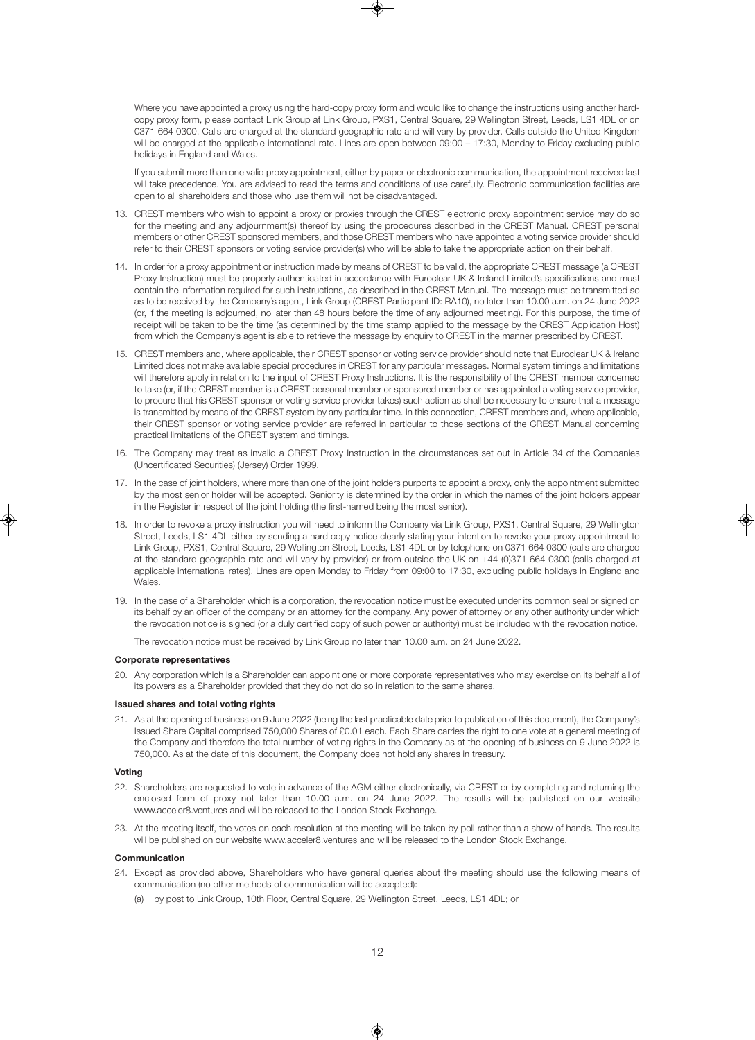Where you have appointed a proxy using the hard-copy proxy form and would like to change the instructions using another hard-copy proxy form, please contact Link Group at Link Group, PXS1, Central Square, 29 Wellington Street, Leeds, LS1 4DL or on 0371 664 0300. Calls are charged at the standard geographic rate and will vary by provider. Calls outside the United Kingdom will be charged at the applicable international rate. Lines are open between 09:00 – 17:30, Monday to Friday excluding public holidays in England and Wales.

If you submit more than one valid proxy appointment, either by paper or electronic communication, the appointment received last will take precedence. You are advised to read the terms and conditions of use carefully. Electronic communication facilities are open to all shareholders and those who use them will not be disadvantaged.

13. CREST members who wish to appoint a proxy or proxies through the CREST electronic proxy appointment service may do so for the meeting and any adjournment(s) thereof by using the procedures described in the CREST Manual. CREST personal members or other CREST sponsored members, and those CREST members who have appointed a voting service provider should refer to their CREST sponsors or voting service provider(s) who will be able to take the appropriate action on their behalf.

14. In order for a proxy appointment or instruction made by means of CREST to be valid, the appropriate CREST message (a CREST Proxy Instruction) must be properly authenticated in accordance with Euroclear UK & Ireland Limited's specifications and must contain the information required for such instructions, as described in the CREST Manual. The message must be transmitted so as to be received by the Company's agent, Link Group (CREST Participant ID: RA10), no later than 10.00 a.m. on 24 June 2022 (or, if the meeting is adjourned, no later than 48 hours before the time of any adjourned meeting). For this purpose, the time of receipt will be taken to be the time (as determined by the time stamp applied to the message by the CREST Application Host) from which the Company's agent is able to retrieve the message by enquiry to CREST in the manner prescribed by CREST.

15. CREST members and, where applicable, their CREST sponsor or voting service provider should note that Euroclear UK & Ireland Limited does not make available special procedures in CREST for any particular messages. Normal system timings and limitations will therefore apply in relation to the input of CREST Proxy Instructions. It is the responsibility of the CREST member concerned to take (or, if the CREST member is a CREST personal member or sponsored member or has appointed a voting service provider, to procure that his CREST sponsor or voting service provider takes) such action as shall be necessary to ensure that a message is transmitted by means of the CREST system by any particular time. In this connection, CREST members and, where applicable, their CREST sponsor or voting service provider are referred in particular to those sections of the CREST Manual concerning practical limitations of the CREST system and timings.

16. The Company may treat as invalid a CREST Proxy Instruction in the circumstances set out in Article 34 of the Companies (Uncertificated Securities) (Jersey) Order 1999.

17. In the case of joint holders, where more than one of the joint holders purports to appoint a proxy, only the appointment submitted by the most senior holder will be accepted. Seniority is determined by the order in which the names of the joint holders appear in the Register in respect of the joint holding (the first-named being the most senior).

18. In order to revoke a proxy instruction you will need to inform the Company via Link Group, PXS1, Central Square, 29 Wellington Street, Leeds, LS1 4DL either by sending a hard copy notice clearly stating your intention to revoke your proxy appointment to Link Group, PXS1, Central Square, 29 Wellington Street, Leeds, LS1 4DL or by telephone on 0371 664 0300 (calls are charged at the standard geographic rate and will vary by provider) or from outside the UK on +44 (0)371 664 0300 (calls charged at applicable international rates). Lines are open Monday to Friday from 09:00 to 17:30, excluding public holidays in England and Wales.

19. In the case of a Shareholder which is a corporation, the revocation notice must be executed under its common seal or signed on its behalf by an officer of the company or an attorney for the company. Any power of attorney or any other authority under which the revocation notice is signed (or a duly certified copy of such power or authority) must be included with the revocation notice.

    The revocation notice must be received by Link Group no later than 10.00 a.m. on 24 June 2022.

**Corporate representatives**

20. Any corporation which is a Shareholder can appoint one or more corporate representatives who may exercise on its behalf all of its powers as a Shareholder provided that they do not do so in relation to the same shares.

**Issued shares and total voting rights**

21. As at the opening of business on 9 June 2022 (being the last practicable date prior to publication of this document), the Company's Issued Share Capital comprised 750,000 Shares of £0.01 each. Each Share carries the right to one vote at a general meeting of the Company and therefore the total number of voting rights in the Company as at the opening of business on 9 June 2022 is 750,000. As at the date of this document, the Company does not hold any shares in treasury.

**Voting**

22. Shareholders are requested to vote in advance of the AGM either electronically, via CREST or by completing and returning the enclosed form of proxy not later than 10.00 a.m. on 24 June 2022. The results will be published on our website www.acceler8.ventures and will be released to the London Stock Exchange.

23. At the meeting itself, the votes on each resolution at the meeting will be taken by poll rather than a show of hands. The results will be published on our website www.acceler8.ventures and will be released to the London Stock Exchange.

**Communication**

24. Except as provided above, Shareholders who have general queries about the meeting should use the following means of communication (no other methods of communication will be accepted):

    (a) by post to Link Group, 10th Floor, Central Square, 29 Wellington Street, Leeds, LS1 4DL; or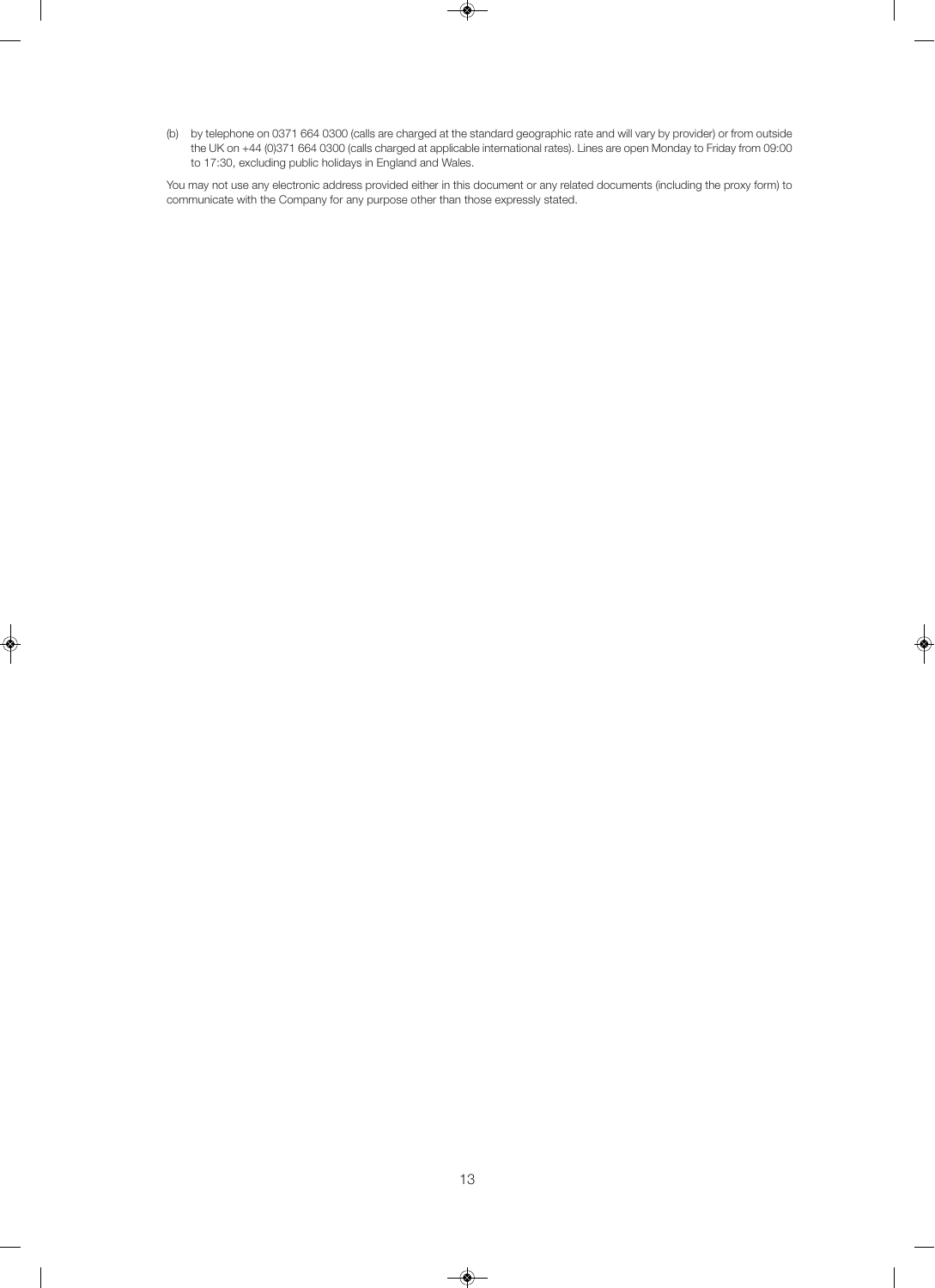(b) by telephone on 0371 664 0300 (calls are charged at the standard geographic rate and will vary by provider) or from outside the UK on +44 (0)371 664 0300 (calls charged at applicable international rates). Lines are open Monday to Friday from 09:00 to 17:30, excluding public holidays in England and Wales.

You may not use any electronic address provided either in this document or any related documents (including the proxy form) to communicate with the Company for any purpose other than those expressly stated.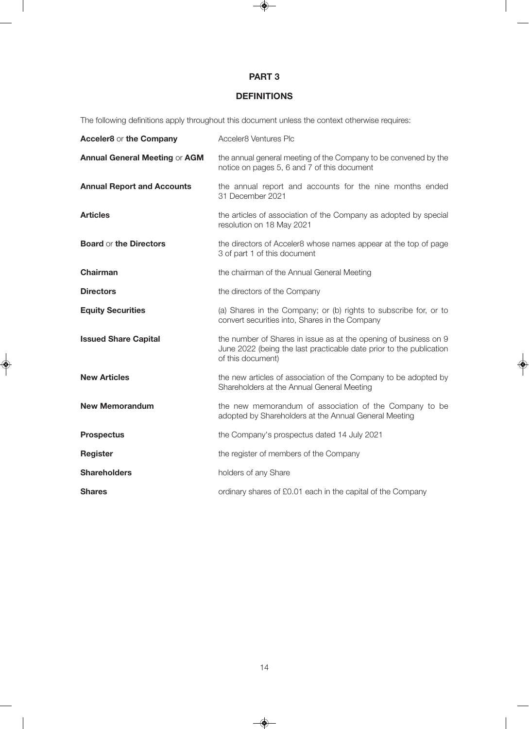# PART 3

## DEFINITIONS

The following definitions apply throughout this document unless the context otherwise requires:

| | |
|---|---|
| **Acceler8** or **the Company** | Acceler8 Ventures Plc |
| **Annual General Meeting** or **AGM** | the annual general meeting of the Company to be convened by the notice on pages 5, 6 and 7 of this document |
| **Annual Report and Accounts** | the annual report and accounts for the nine months ended 31 December 2021 |
| **Articles** | the articles of association of the Company as adopted by special resolution on 18 May 2021 |
| **Board** or **the Directors** | the directors of Acceler8 whose names appear at the top of page 3 of part 1 of this document |
| **Chairman** | the chairman of the Annual General Meeting |
| **Directors** | the directors of the Company |
| **Equity Securities** | (a) Shares in the Company; or (b) rights to subscribe for, or to convert securities into, Shares in the Company |
| **Issued Share Capital** | the number of Shares in issue as at the opening of business on 9 June 2022 (being the last practicable date prior to the publication of this document) |
| **New Articles** | the new articles of association of the Company to be adopted by Shareholders at the Annual General Meeting |
| **New Memorandum** | the new memorandum of association of the Company to be adopted by Shareholders at the Annual General Meeting |
| **Prospectus** | the Company's prospectus dated 14 July 2021 |
| **Register** | the register of members of the Company |
| **Shareholders** | holders of any Share |
| **Shares** | ordinary shares of £0.01 each in the capital of the Company |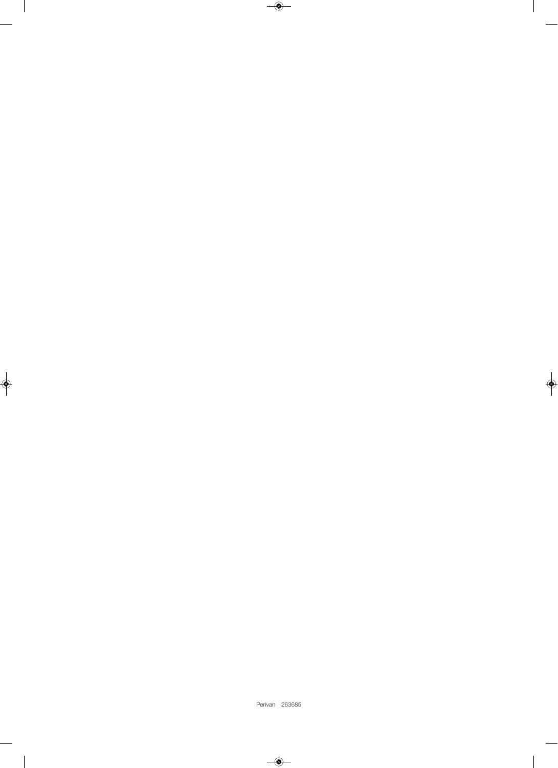Perivan 263685